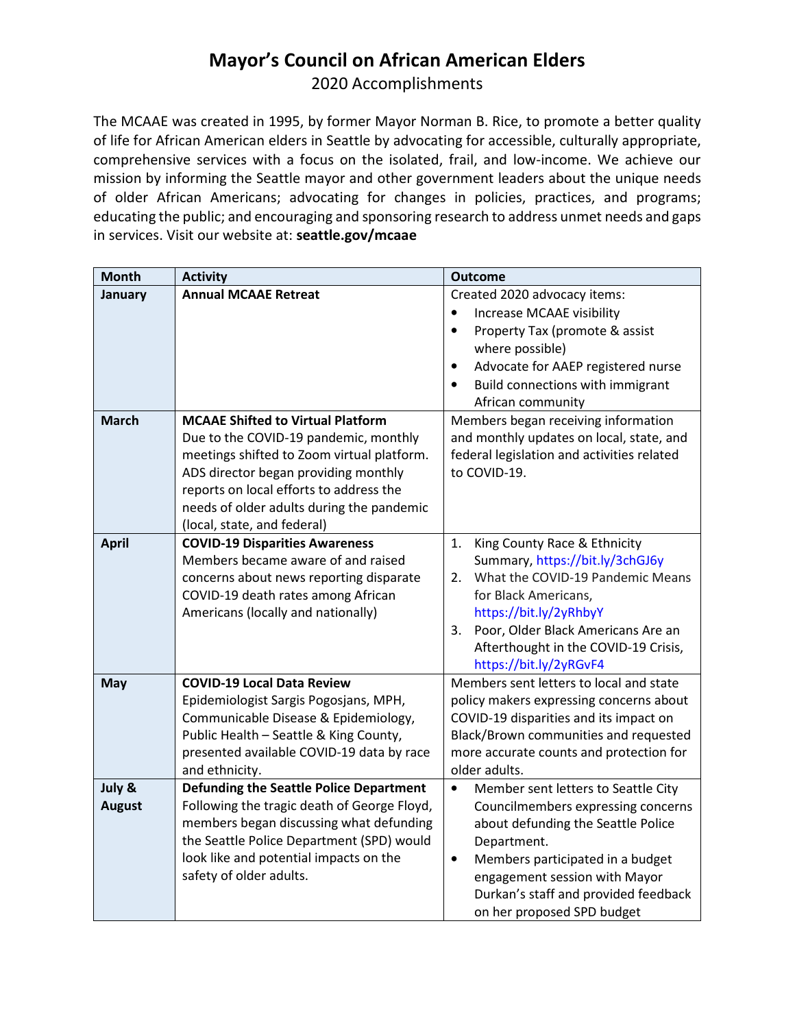# Mayor's Council on African American Elders

2020 Accomplishments

The MCAAE was created in 1995, by former Mayor Norman B. Rice, to promote a better quality of life for African American elders in Seattle by advocating for accessible, culturally appropriate, comprehensive services with a focus on the isolated, frail, and low-income. We achieve our mission by informing the Seattle mayor and other government leaders about the unique needs of older African Americans; advocating for changes in policies, practices, and programs; educating the public; and encouraging and sponsoring research to address unmet needs and gaps in services. Visit our website at: **seattle.gov/mcaae**

| Month | Activity | Outcome |
|---|---|---|
| **January** | **Annual MCAAE Retreat** | Created 2020 advocacy items:<br>• Increase MCAAE visibility<br>• Property Tax (promote & assist where possible)<br>• Advocate for AAEP registered nurse<br>• Build connections with immigrant African community |
| **March** | **MCAAE Shifted to Virtual Platform**<br>Due to the COVID-19 pandemic, monthly meetings shifted to Zoom virtual platform. ADS director began providing monthly reports on local efforts to address the needs of older adults during the pandemic (local, state, and federal) | Members began receiving information and monthly updates on local, state, and federal legislation and activities related to COVID-19. |
| **April** | **COVID-19 Disparities Awareness**<br>Members became aware of and raised concerns about news reporting disparate COVID-19 death rates among African Americans (locally and nationally) | 1. King County Race & Ethnicity Summary, https://bit.ly/3chGJ6y<br>2. What the COVID-19 Pandemic Means for Black Americans, https://bit.ly/2yRhbyY<br>3. Poor, Older Black Americans Are an Afterthought in the COVID-19 Crisis, https://bit.ly/2yRGvF4 |
| **May** | **COVID-19 Local Data Review**<br>Epidemiologist Sargis Pogosjans, MPH, Communicable Disease & Epidemiology, Public Health – Seattle & King County, presented available COVID-19 data by race and ethnicity. | Members sent letters to local and state policy makers expressing concerns about COVID-19 disparities and its impact on Black/Brown communities and requested more accurate counts and protection for older adults. |
| **July & August** | **Defunding the Seattle Police Department**<br>Following the tragic death of George Floyd, members began discussing what defunding the Seattle Police Department (SPD) would look like and potential impacts on the safety of older adults. | • Member sent letters to Seattle City Councilmembers expressing concerns about defunding the Seattle Police Department.<br>• Members participated in a budget engagement session with Mayor Durkan's staff and provided feedback on her proposed SPD budget |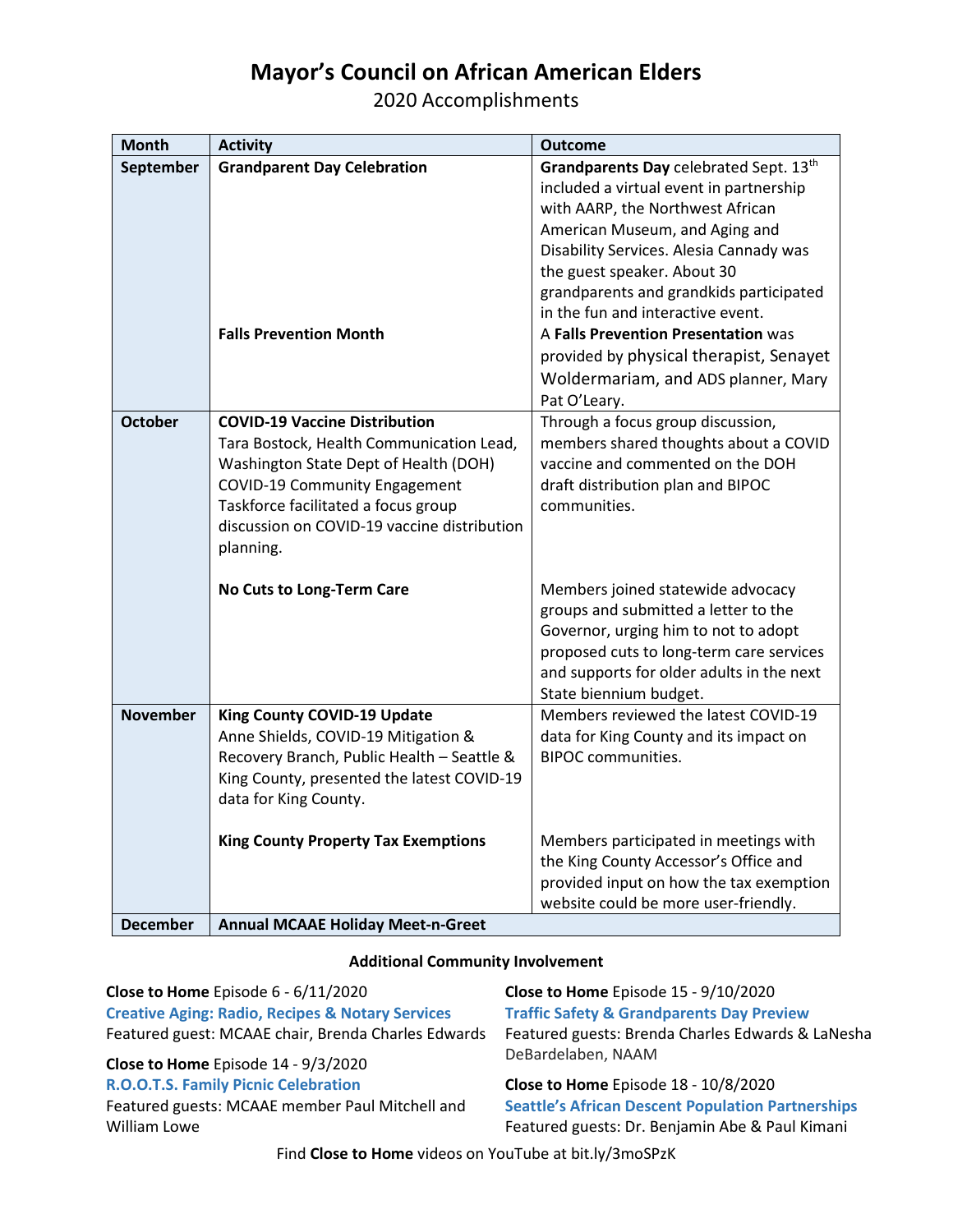# Mayor's Council on African American Elders

2020 Accomplishments

| Month | Activity | Outcome |
| --- | --- | --- |
| **September** | **Grandparent Day Celebration** | **Grandparents Day** celebrated Sept. 13th included a virtual event in partnership with AARP, the Northwest African American Museum, and Aging and Disability Services. Alesia Cannady was the guest speaker. About 30 grandparents and grandkids participated in the fun and interactive event. |
| | **Falls Prevention Month** | A **Falls Prevention Presentation** was provided by physical therapist, Senayet Woldermariam, and ADS planner, Mary Pat O'Leary. |
| **October** | **COVID-19 Vaccine Distribution** Tara Bostock, Health Communication Lead, Washington State Dept of Health (DOH) COVID-19 Community Engagement Taskforce facilitated a focus group discussion on COVID-19 vaccine distribution planning. | Through a focus group discussion, members shared thoughts about a COVID vaccine and commented on the DOH draft distribution plan and BIPOC communities. |
| | **No Cuts to Long-Term Care** | Members joined statewide advocacy groups and submitted a letter to the Governor, urging him to not to adopt proposed cuts to long-term care services and supports for older adults in the next State biennium budget. |
| **November** | **King County COVID-19 Update** Anne Shields, COVID-19 Mitigation & Recovery Branch, Public Health – Seattle & King County, presented the latest COVID-19 data for King County. | Members reviewed the latest COVID-19 data for King County and its impact on BIPOC communities. |
| | **King County Property Tax Exemptions** | Members participated in meetings with the King County Accessor's Office and provided input on how the tax exemption website could be more user-friendly. |
| **December** | **Annual MCAAE Holiday Meet-n-Greet** | |

### Additional Community Involvement

**Close to Home** Episode 6 - 6/11/2020
**Creative Aging: Radio, Recipes & Notary Services**
Featured guest: MCAAE chair, Brenda Charles Edwards

**Close to Home** Episode 14 - 9/3/2020
**R.O.O.T.S. Family Picnic Celebration**
Featured guests: MCAAE member Paul Mitchell and William Lowe

**Close to Home** Episode 15 - 9/10/2020
**Traffic Safety & Grandparents Day Preview**
Featured guests: Brenda Charles Edwards & LaNesha DeBardelaben, NAAM

**Close to Home** Episode 18 - 10/8/2020
**Seattle's African Descent Population Partnerships**
Featured guests: Dr. Benjamin Abe & Paul Kimani

Find **Close to Home** videos on YouTube at bit.ly/3moSPzK